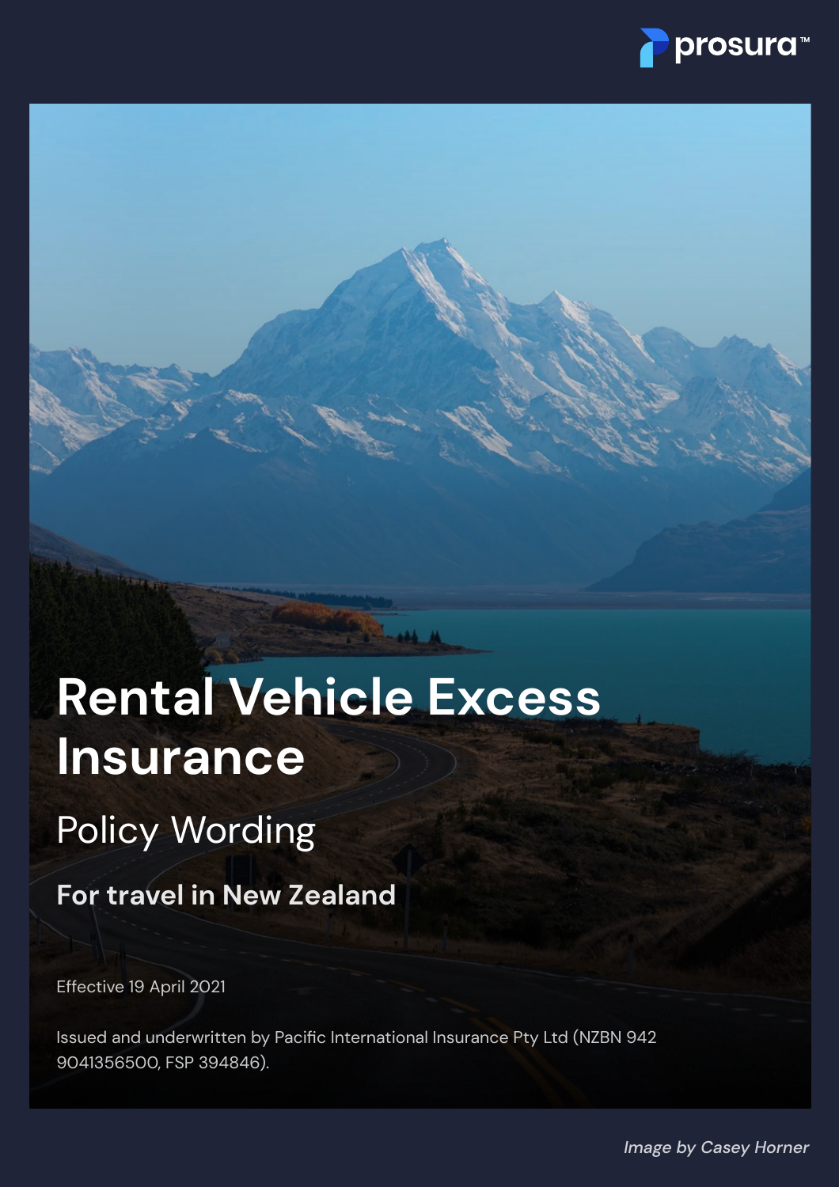prosura™

# Rental Vehicle Excess Insurance

## Policy Wording

**For travel in New Zealand**

Effective 19 April 2021

Issued and underwritten by Pacific International Insurance Pty Ltd (NZBN 942 9041356500, FSP 394846).

*Image by Casey Horner*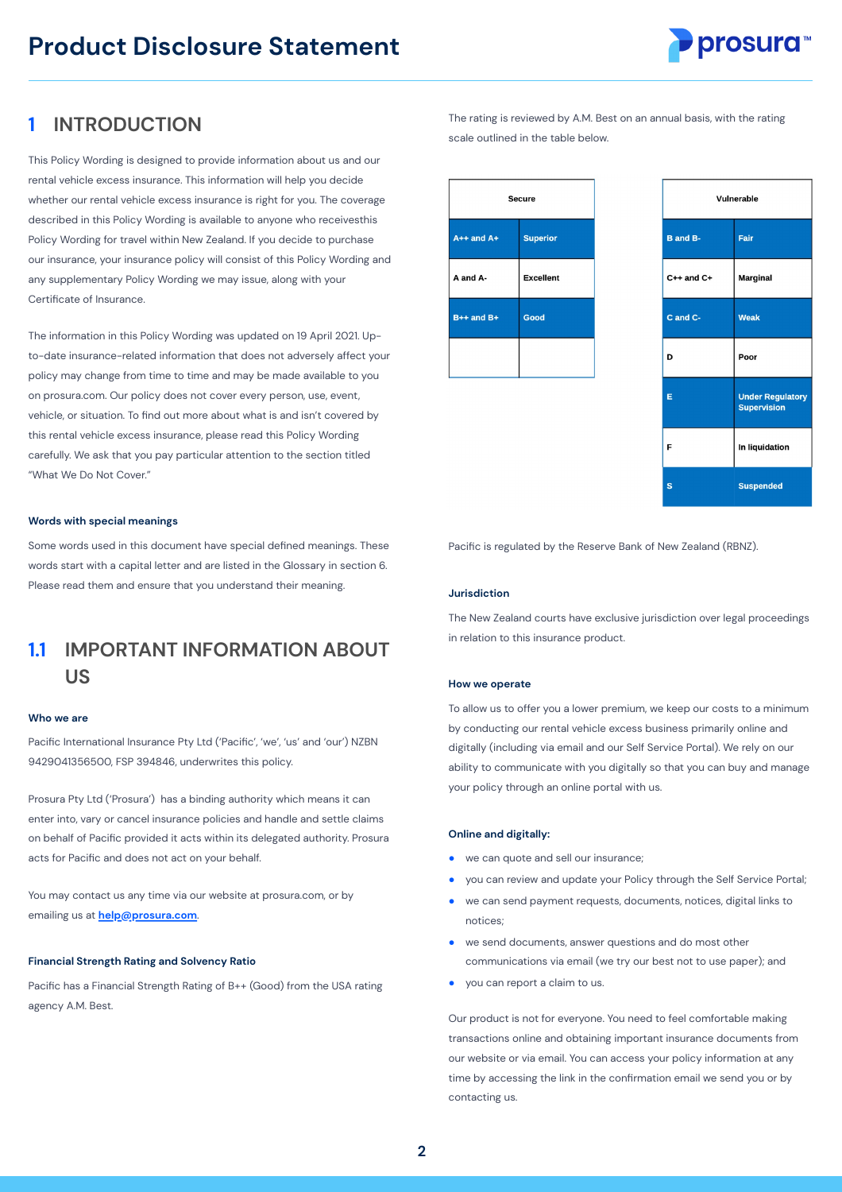# 1 INTRODUCTION

This Policy Wording is designed to provide information about us and our rental vehicle excess insurance. This information will help you decide whether our rental vehicle excess insurance is right for you. The coverage described in this Policy Wording is available to anyone who receivesthis Policy Wording for travel within New Zealand. If you decide to purchase our insurance, your insurance policy will consist of this Policy Wording and any supplementary Policy Wording we may issue, along with your Certificate of Insurance.

The information in this Policy Wording was updated on 19 April 2021. Up-to-date insurance-related information that does not adversely affect your policy may change from time to time and may be made available to you on prosura.com. Our policy does not cover every person, use, event, vehicle, or situation. To find out more about what is and isn't covered by this rental vehicle excess insurance, please read this Policy Wording carefully. We ask that you pay particular attention to the section titled "What We Do Not Cover."

### Words with special meanings

Some words used in this document have special defined meanings. These words start with a capital letter and are listed in the Glossary in section 6. Please read them and ensure that you understand their meaning.

## 1.1 IMPORTANT INFORMATION ABOUT US

### Who we are

Pacific International Insurance Pty Ltd ('Pacific', 'we', 'us' and 'our') NZBN 9429041356500, FSP 394846, underwrites this policy.

Prosura Pty Ltd ('Prosura') has a binding authority which means it can enter into, vary or cancel insurance policies and handle and settle claims on behalf of Pacific provided it acts within its delegated authority. Prosura acts for Pacific and does not act on your behalf.

You may contact us any time via our website at prosura.com, or by emailing us at **help@prosura.com**.

### Financial Strength Rating and Solvency Ratio

Pacific has a Financial Strength Rating of B++ (Good) from the USA rating agency A.M. Best.

The rating is reviewed by A.M. Best on an annual basis, with the rating scale outlined in the table below.

| Secure | |
|---|---|
| A++ and A+ | Superior |
| A and A- | Excellent |
| B++ and B+ | Good |
| | |

| Vulnerable | |
|---|---|
| B and B- | Fair |
| C++ and C+ | Marginal |
| C and C- | Weak |
| D | Poor |
| E | Under Regulatory Supervision |
| F | In liquidation |
| S | Suspended |

Pacific is regulated by the Reserve Bank of New Zealand (RBNZ).

### Jurisdiction

The New Zealand courts have exclusive jurisdiction over legal proceedings in relation to this insurance product.

### How we operate

To allow us to offer you a lower premium, we keep our costs to a minimum by conducting our rental vehicle excess business primarily online and digitally (including via email and our Self Service Portal). We rely on our ability to communicate with you digitally so that you can buy and manage your policy through an online portal with us.

### Online and digitally:

- we can quote and sell our insurance;
- you can review and update your Policy through the Self Service Portal;
- we can send payment requests, documents, notices, digital links to notices;
- we send documents, answer questions and do most other communications via email (we try our best not to use paper); and
- you can report a claim to us.

Our product is not for everyone. You need to feel comfortable making transactions online and obtaining important insurance documents from our website or via email. You can access your policy information at any time by accessing the link in the confirmation email we send you or by contacting us.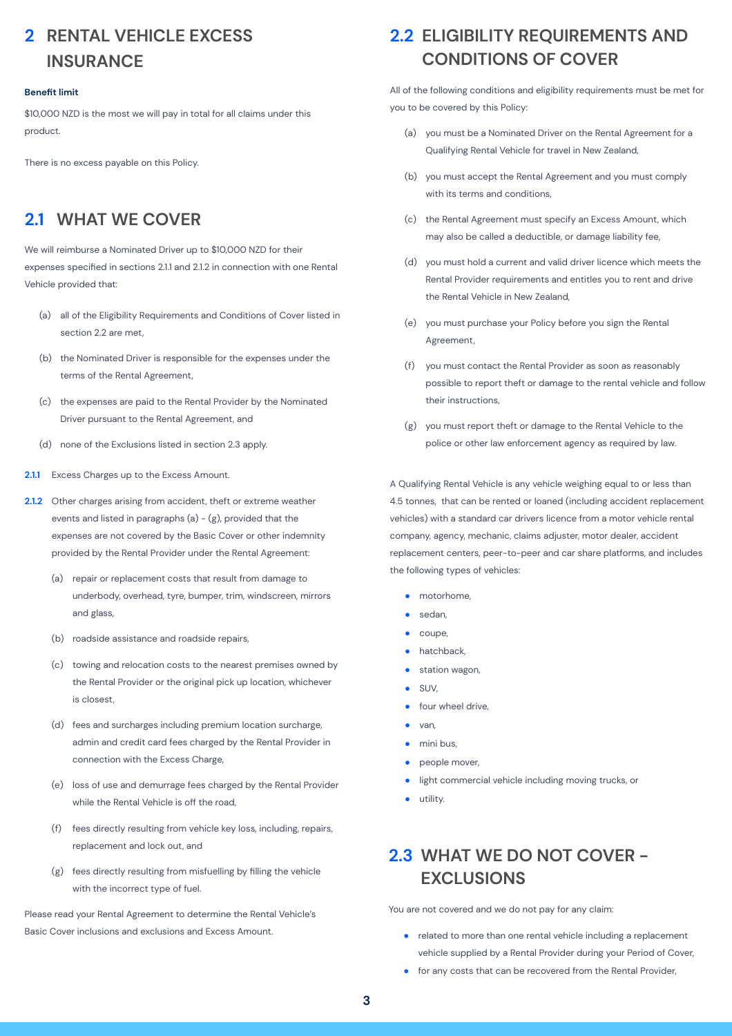# 2 RENTAL VEHICLE EXCESS INSURANCE

**Benefit limit**

$10,000 NZD is the most we will pay in total for all claims under this product.

There is no excess payable on this Policy.

## 2.1 WHAT WE COVER

We will reimburse a Nominated Driver up to $10,000 NZD for their expenses specified in sections 2.1.1 and 2.1.2 in connection with one Rental Vehicle provided that:

(a) all of the Eligibility Requirements and Conditions of Cover listed in section 2.2 are met,

(b) the Nominated Driver is responsible for the expenses under the terms of the Rental Agreement,

(c) the expenses are paid to the Rental Provider by the Nominated Driver pursuant to the Rental Agreement, and

(d) none of the Exclusions listed in section 2.3 apply.

**2.1.1** Excess Charges up to the Excess Amount.

**2.1.2** Other charges arising from accident, theft or extreme weather events and listed in paragraphs (a) - (g), provided that the expenses are not covered by the Basic Cover or other indemnity provided by the Rental Provider under the Rental Agreement:

(a) repair or replacement costs that result from damage to underbody, overhead, tyre, bumper, trim, windscreen, mirrors and glass,

(b) roadside assistance and roadside repairs,

(c) towing and relocation costs to the nearest premises owned by the Rental Provider or the original pick up location, whichever is closest,

(d) fees and surcharges including premium location surcharge, admin and credit card fees charged by the Rental Provider in connection with the Excess Charge,

(e) loss of use and demurrage fees charged by the Rental Provider while the Rental Vehicle is off the road,

(f) fees directly resulting from vehicle key loss, including, repairs, replacement and lock out, and

(g) fees directly resulting from misfuelling by filling the vehicle with the incorrect type of fuel.

Please read your Rental Agreement to determine the Rental Vehicle's Basic Cover inclusions and exclusions and Excess Amount.

## 2.2 ELIGIBILITY REQUIREMENTS AND CONDITIONS OF COVER

All of the following conditions and eligibility requirements must be met for you to be covered by this Policy:

(a) you must be a Nominated Driver on the Rental Agreement for a Qualifying Rental Vehicle for travel in New Zealand,

(b) you must accept the Rental Agreement and you must comply with its terms and conditions,

(c) the Rental Agreement must specify an Excess Amount, which may also be called a deductible, or damage liability fee,

(d) you must hold a current and valid driver licence which meets the Rental Provider requirements and entitles you to rent and drive the Rental Vehicle in New Zealand,

(e) you must purchase your Policy before you sign the Rental Agreement,

(f) you must contact the Rental Provider as soon as reasonably possible to report theft or damage to the rental vehicle and follow their instructions,

(g) you must report theft or damage to the Rental Vehicle to the police or other law enforcement agency as required by law.

A Qualifying Rental Vehicle is any vehicle weighing equal to or less than 4.5 tonnes, that can be rented or loaned (including accident replacement vehicles) with a standard car drivers licence from a motor vehicle rental company, agency, mechanic, claims adjuster, motor dealer, accident replacement centers, peer-to-peer and car share platforms, and includes the following types of vehicles:

- motorhome,
- sedan,
- coupe,
- hatchback,
- station wagon,
- SUV,
- four wheel drive,
- van,
- mini bus,
- people mover,
- light commercial vehicle including moving trucks, or
- utility.

## 2.3 WHAT WE DO NOT COVER - EXCLUSIONS

You are not covered and we do not pay for any claim:

- related to more than one rental vehicle including a replacement vehicle supplied by a Rental Provider during your Period of Cover,
- for any costs that can be recovered from the Rental Provider,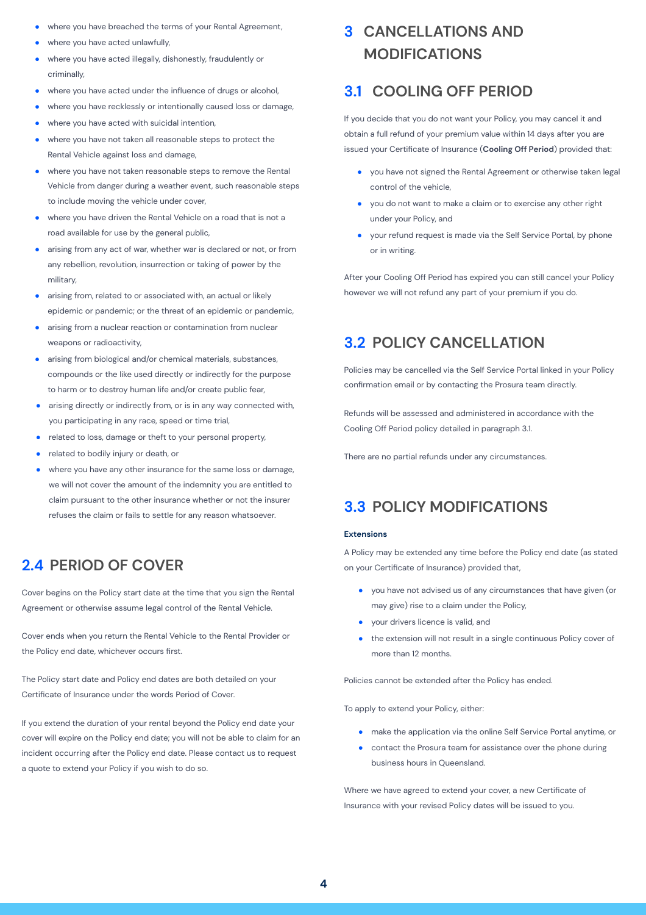- where you have breached the terms of your Rental Agreement,
- where you have acted unlawfully,
- where you have acted illegally, dishonestly, fraudulently or criminally,
- where you have acted under the influence of drugs or alcohol,
- where you have recklessly or intentionally caused loss or damage,
- where you have acted with suicidal intention,
- where you have not taken all reasonable steps to protect the Rental Vehicle against loss and damage,
- where you have not taken reasonable steps to remove the Rental Vehicle from danger during a weather event, such reasonable steps to include moving the vehicle under cover,
- where you have driven the Rental Vehicle on a road that is not a road available for use by the general public,
- arising from any act of war, whether war is declared or not, or from any rebellion, revolution, insurrection or taking of power by the military,
- arising from, related to or associated with, an actual or likely epidemic or pandemic; or the threat of an epidemic or pandemic,
- arising from a nuclear reaction or contamination from nuclear weapons or radioactivity,
- arising from biological and/or chemical materials, substances, compounds or the like used directly or indirectly for the purpose to harm or to destroy human life and/or create public fear,
- arising directly or indirectly from, or is in any way connected with, you participating in any race, speed or time trial,
- related to loss, damage or theft to your personal property,
- related to bodily injury or death, or
- where you have any other insurance for the same loss or damage, we will not cover the amount of the indemnity you are entitled to claim pursuant to the other insurance whether or not the insurer refuses the claim or fails to settle for any reason whatsoever.

## 2.4 PERIOD OF COVER

Cover begins on the Policy start date at the time that you sign the Rental Agreement or otherwise assume legal control of the Rental Vehicle.

Cover ends when you return the Rental Vehicle to the Rental Provider or the Policy end date, whichever occurs first.

The Policy start date and Policy end dates are both detailed on your Certificate of Insurance under the words Period of Cover.

If you extend the duration of your rental beyond the Policy end date your cover will expire on the Policy end date; you will not be able to claim for an incident occurring after the Policy end date. Please contact us to request a quote to extend your Policy if you wish to do so.

# 3 CANCELLATIONS AND MODIFICATIONS

## 3.1 COOLING OFF PERIOD

If you decide that you do not want your Policy, you may cancel it and obtain a full refund of your premium value within 14 days after you are issued your Certificate of Insurance (**Cooling Off Period**) provided that:

- you have not signed the Rental Agreement or otherwise taken legal control of the vehicle,
- you do not want to make a claim or to exercise any other right under your Policy, and
- your refund request is made via the Self Service Portal, by phone or in writing.

After your Cooling Off Period has expired you can still cancel your Policy however we will not refund any part of your premium if you do.

## 3.2 POLICY CANCELLATION

Policies may be cancelled via the Self Service Portal linked in your Policy confirmation email or by contacting the Prosura team directly.

Refunds will be assessed and administered in accordance with the Cooling Off Period policy detailed in paragraph 3.1.

There are no partial refunds under any circumstances.

## 3.3 POLICY MODIFICATIONS

**Extensions**

A Policy may be extended any time before the Policy end date (as stated on your Certificate of Insurance) provided that,

- you have not advised us of any circumstances that have given (or may give) rise to a claim under the Policy,
- your drivers licence is valid, and
- the extension will not result in a single continuous Policy cover of more than 12 months.

Policies cannot be extended after the Policy has ended.

To apply to extend your Policy, either:

- make the application via the online Self Service Portal anytime, or
- contact the Prosura team for assistance over the phone during business hours in Queensland.

Where we have agreed to extend your cover, a new Certificate of Insurance with your revised Policy dates will be issued to you.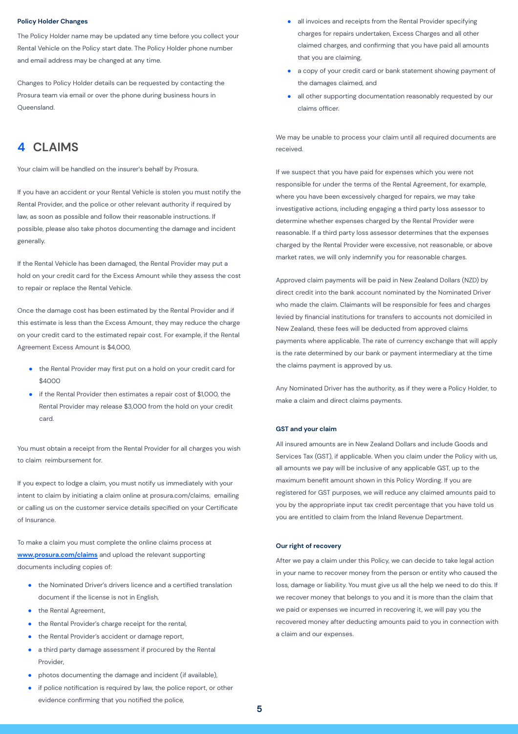### Policy Holder Changes

The Policy Holder name may be updated any time before you collect your Rental Vehicle on the Policy start date. The Policy Holder phone number and email address may be changed at any time.

Changes to Policy Holder details can be requested by contacting the Prosura team via email or over the phone during business hours in Queensland.

## 4 CLAIMS

Your claim will be handled on the insurer's behalf by Prosura.

If you have an accident or your Rental Vehicle is stolen you must notify the Rental Provider, and the police or other relevant authority if required by law, as soon as possible and follow their reasonable instructions. If possible, please also take photos documenting the damage and incident generally.

If the Rental Vehicle has been damaged, the Rental Provider may put a hold on your credit card for the Excess Amount while they assess the cost to repair or replace the Rental Vehicle.

Once the damage cost has been estimated by the Rental Provider and if this estimate is less than the Excess Amount, they may reduce the charge on your credit card to the estimated repair cost. For example, if the Rental Agreement Excess Amount is $4,000,

- the Rental Provider may first put on a hold on your credit card for $4000
- if the Rental Provider then estimates a repair cost of $1,000, the Rental Provider may release $3,000 from the hold on your credit card.

You must obtain a receipt from the Rental Provider for all charges you wish to claim reimbursement for.

If you expect to lodge a claim, you must notify us immediately with your intent to claim by initiating a claim online at prosura.com/claims, emailing or calling us on the customer service details specified on your Certificate of Insurance.

To make a claim you must complete the online claims process at **www.prosura.com/claims** and upload the relevant supporting documents including copies of:

- the Nominated Driver's drivers licence and a certified translation document if the license is not in English,
- the Rental Agreement,
- the Rental Provider's charge receipt for the rental,
- the Rental Provider's accident or damage report,
- a third party damage assessment if procured by the Rental Provider,
- photos documenting the damage and incident (if available),
- if police notification is required by law, the police report, or other evidence confirming that you notified the police,
- all invoices and receipts from the Rental Provider specifying charges for repairs undertaken, Excess Charges and all other claimed charges, and confirming that you have paid all amounts that you are claiming,
- a copy of your credit card or bank statement showing payment of the damages claimed, and
- all other supporting documentation reasonably requested by our claims officer.

We may be unable to process your claim until all required documents are received.

If we suspect that you have paid for expenses which you were not responsible for under the terms of the Rental Agreement, for example, where you have been excessively charged for repairs, we may take investigative actions, including engaging a third party loss assessor to determine whether expenses charged by the Rental Provider were reasonable. If a third party loss assessor determines that the expenses charged by the Rental Provider were excessive, not reasonable, or above market rates, we will only indemnify you for reasonable charges.

Approved claim payments will be paid in New Zealand Dollars (NZD) by direct credit into the bank account nominated by the Nominated Driver who made the claim. Claimants will be responsible for fees and charges levied by financial institutions for transfers to accounts not domiciled in New Zealand, these fees will be deducted from approved claims payments where applicable. The rate of currency exchange that will apply is the rate determined by our bank or payment intermediary at the time the claims payment is approved by us.

Any Nominated Driver has the authority, as if they were a Policy Holder, to make a claim and direct claims payments.

### GST and your claim

All insured amounts are in New Zealand Dollars and include Goods and Services Tax (GST), if applicable. When you claim under the Policy with us, all amounts we pay will be inclusive of any applicable GST, up to the maximum benefit amount shown in this Policy Wording. If you are registered for GST purposes, we will reduce any claimed amounts paid to you by the appropriate input tax credit percentage that you have told us you are entitled to claim from the Inland Revenue Department.

### Our right of recovery

After we pay a claim under this Policy, we can decide to take legal action in your name to recover money from the person or entity who caused the loss, damage or liability. You must give us all the help we need to do this. If we recover money that belongs to you and it is more than the claim that we paid or expenses we incurred in recovering it, we will pay you the recovered money after deducting amounts paid to you in connection with a claim and our expenses.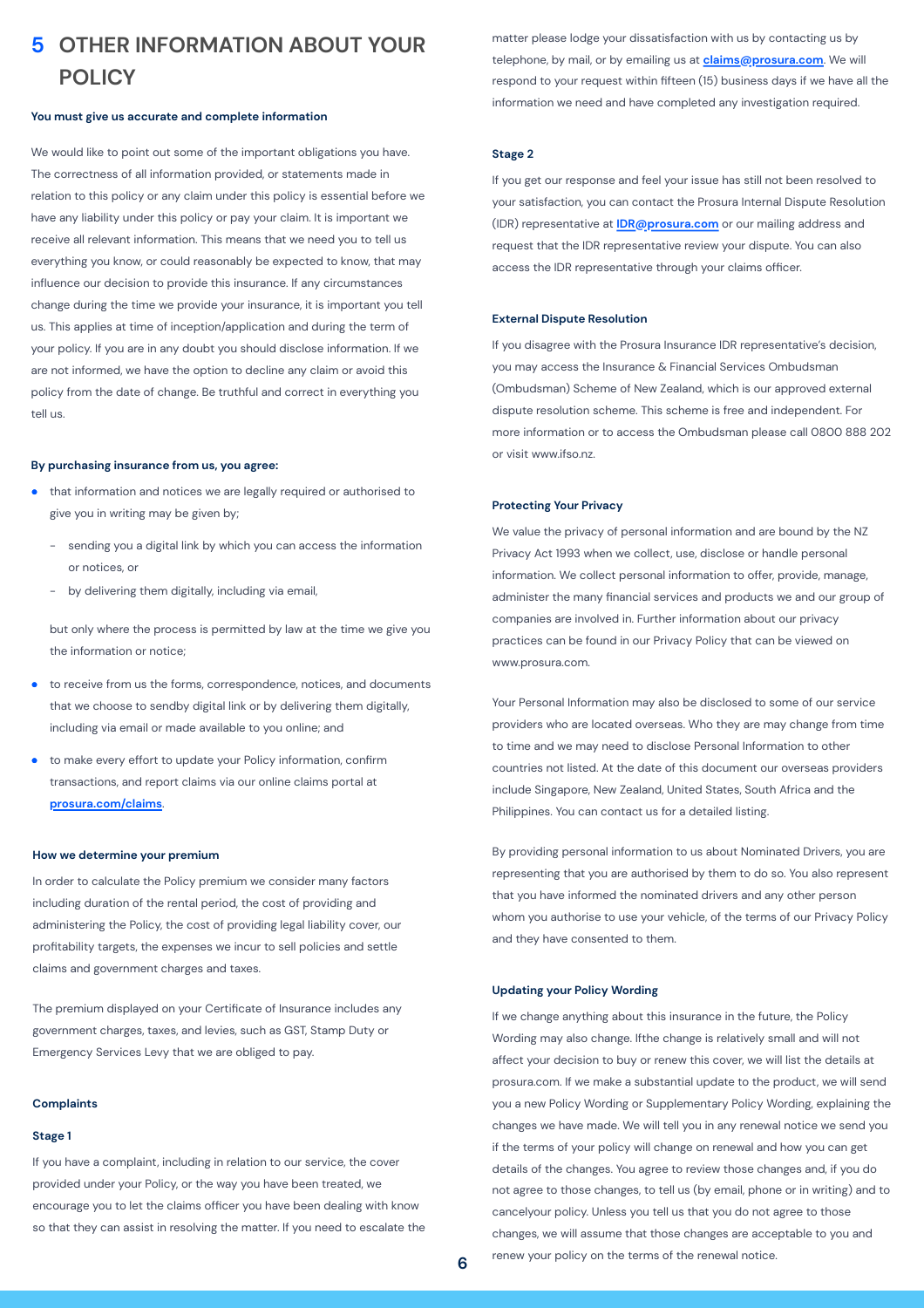# 5 OTHER INFORMATION ABOUT YOUR POLICY

#### You must give us accurate and complete information

We would like to point out some of the important obligations you have. The correctness of all information provided, or statements made in relation to this policy or any claim under this policy is essential before we have any liability under this policy or pay your claim. It is important we receive all relevant information. This means that we need you to tell us everything you know, or could reasonably be expected to know, that may influence our decision to provide this insurance. If any circumstances change during the time we provide your insurance, it is important you tell us. This applies at time of inception/application and during the term of your policy. If you are in any doubt you should disclose information. If we are not informed, we have the option to decline any claim or avoid this policy from the date of change. Be truthful and correct in everything you tell us.

#### By purchasing insurance from us, you agree:

- that information and notices we are legally required or authorised to give you in writing may be given by;
  - sending you a digital link by which you can access the information or notices, or
  - by delivering them digitally, including via email,

  but only where the process is permitted by law at the time we give you the information or notice;
- to receive from us the forms, correspondence, notices, and documents that we choose to sendby digital link or by delivering them digitally, including via email or made available to you online; and
- to make every effort to update your Policy information, confirm transactions, and report claims via our online claims portal at **prosura.com/claims**.

#### How we determine your premium

In order to calculate the Policy premium we consider many factors including duration of the rental period, the cost of providing and administering the Policy, the cost of providing legal liability cover, our profitability targets, the expenses we incur to sell policies and settle claims and government charges and taxes.

The premium displayed on your Certificate of Insurance includes any government charges, taxes, and levies, such as GST, Stamp Duty or Emergency Services Levy that we are obliged to pay.

#### Complaints

#### Stage 1

If you have a complaint, including in relation to our service, the cover provided under your Policy, or the way you have been treated, we encourage you to let the claims officer you have been dealing with know so that they can assist in resolving the matter. If you need to escalate the matter please lodge your dissatisfaction with us by contacting us by telephone, by mail, or by emailing us at **claims@prosura.com**. We will respond to your request within fifteen (15) business days if we have all the information we need and have completed any investigation required.

#### Stage 2

If you get our response and feel your issue has still not been resolved to your satisfaction, you can contact the Prosura Internal Dispute Resolution (IDR) representative at **IDR@prosura.com** or our mailing address and request that the IDR representative review your dispute. You can also access the IDR representative through your claims officer.

#### External Dispute Resolution

If you disagree with the Prosura Insurance IDR representative's decision, you may access the Insurance & Financial Services Ombudsman (Ombudsman) Scheme of New Zealand, which is our approved external dispute resolution scheme. This scheme is free and independent. For more information or to access the Ombudsman please call 0800 888 202 or visit www.ifso.nz.

#### Protecting Your Privacy

We value the privacy of personal information and are bound by the NZ Privacy Act 1993 when we collect, use, disclose or handle personal information. We collect personal information to offer, provide, manage, administer the many financial services and products we and our group of companies are involved in. Further information about our privacy practices can be found in our Privacy Policy that can be viewed on www.prosura.com.

Your Personal Information may also be disclosed to some of our service providers who are located overseas. Who they are may change from time to time and we may need to disclose Personal Information to other countries not listed. At the date of this document our overseas providers include Singapore, New Zealand, United States, South Africa and the Philippines. You can contact us for a detailed listing.

By providing personal information to us about Nominated Drivers, you are representing that you are authorised by them to do so. You also represent that you have informed the nominated drivers and any other person whom you authorise to use your vehicle, of the terms of our Privacy Policy and they have consented to them.

#### Updating your Policy Wording

If we change anything about this insurance in the future, the Policy Wording may also change. Ifthe change is relatively small and will not affect your decision to buy or renew this cover, we will list the details at prosura.com. If we make a substantial update to the product, we will send you a new Policy Wording or Supplementary Policy Wording, explaining the changes we have made. We will tell you in any renewal notice we send you if the terms of your policy will change on renewal and how you can get details of the changes. You agree to review those changes and, if you do not agree to those changes, to tell us (by email, phone or in writing) and to cancelyour policy. Unless you tell us that you do not agree to those changes, we will assume that those changes are acceptable to you and renew your policy on the terms of the renewal notice.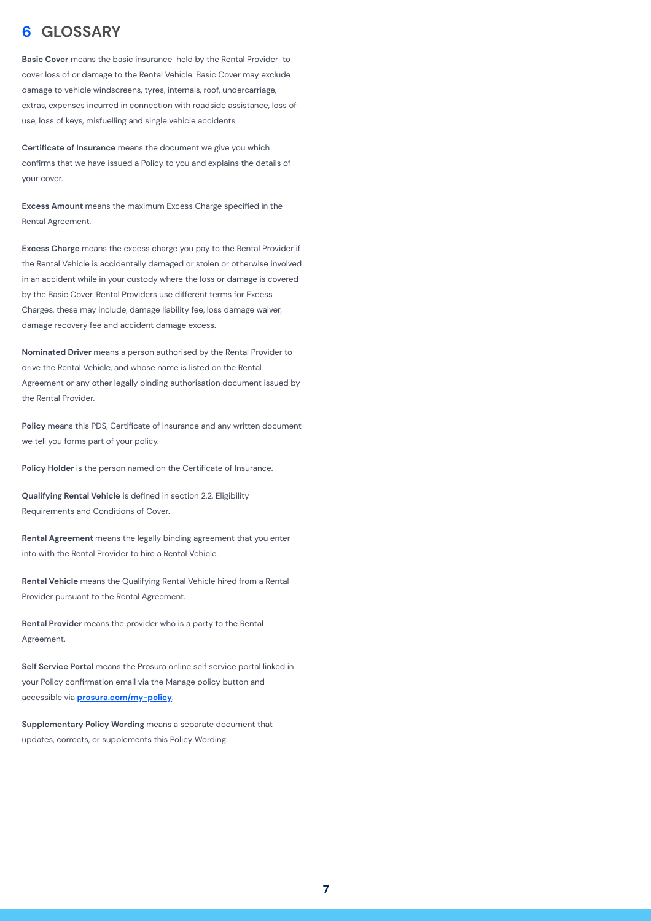# 6 GLOSSARY

**Basic Cover** means the basic insurance held by the Rental Provider to cover loss of or damage to the Rental Vehicle. Basic Cover may exclude damage to vehicle windscreens, tyres, internals, roof, undercarriage, extras, expenses incurred in connection with roadside assistance, loss of use, loss of keys, misfuelling and single vehicle accidents.

**Certificate of Insurance** means the document we give you which confirms that we have issued a Policy to you and explains the details of your cover.

**Excess Amount** means the maximum Excess Charge specified in the Rental Agreement.

**Excess Charge** means the excess charge you pay to the Rental Provider if the Rental Vehicle is accidentally damaged or stolen or otherwise involved in an accident while in your custody where the loss or damage is covered by the Basic Cover. Rental Providers use different terms for Excess Charges, these may include, damage liability fee, loss damage waiver, damage recovery fee and accident damage excess.

**Nominated Driver** means a person authorised by the Rental Provider to drive the Rental Vehicle, and whose name is listed on the Rental Agreement or any other legally binding authorisation document issued by the Rental Provider.

**Policy** means this PDS, Certificate of Insurance and any written document we tell you forms part of your policy.

**Policy Holder** is the person named on the Certificate of Insurance.

**Qualifying Rental Vehicle** is defined in section 2.2, Eligibility Requirements and Conditions of Cover.

**Rental Agreement** means the legally binding agreement that you enter into with the Rental Provider to hire a Rental Vehicle.

**Rental Vehicle** means the Qualifying Rental Vehicle hired from a Rental Provider pursuant to the Rental Agreement.

**Rental Provider** means the provider who is a party to the Rental Agreement.

**Self Service Portal** means the Prosura online self service portal linked in your Policy confirmation email via the Manage policy button and accessible via **prosura.com/my-policy**.

**Supplementary Policy Wording** means a separate document that updates, corrects, or supplements this Policy Wording.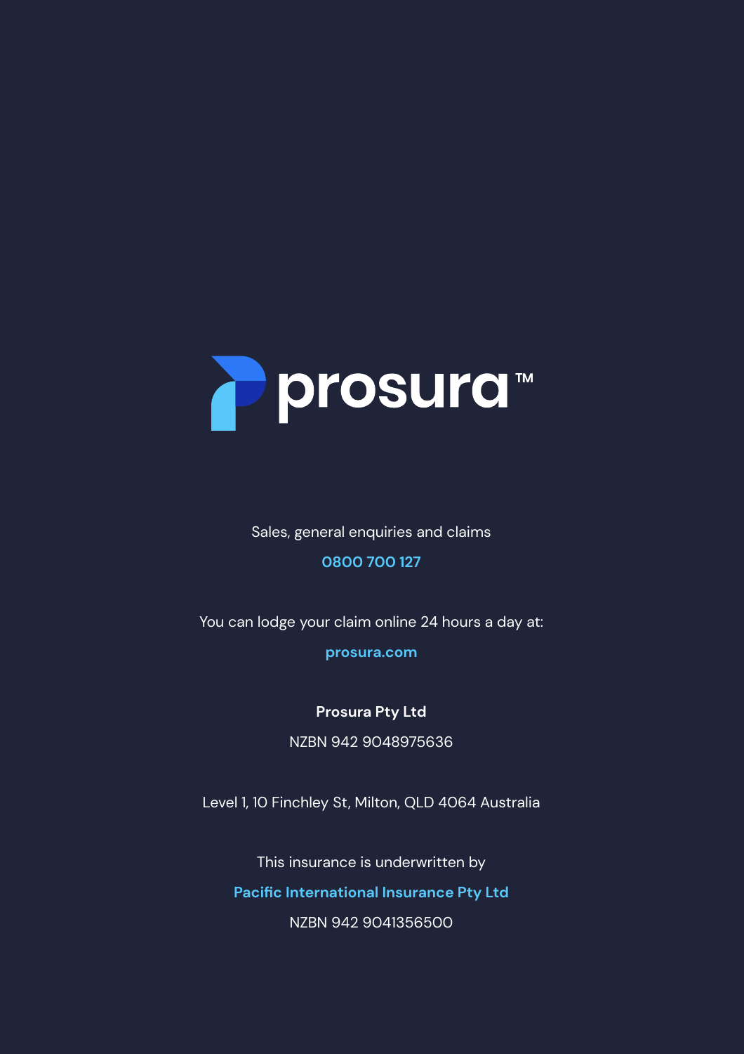prosura™

Sales, general enquiries and claims

**0800 700 127**

You can lodge your claim online 24 hours a day at:

**prosura.com**

**Prosura Pty Ltd**

NZBN 942 9048975636

Level 1, 10 Finchley St, Milton, QLD 4064 Australia

This insurance is underwritten by

**Pacific International Insurance Pty Ltd**

NZBN 942 9041356500